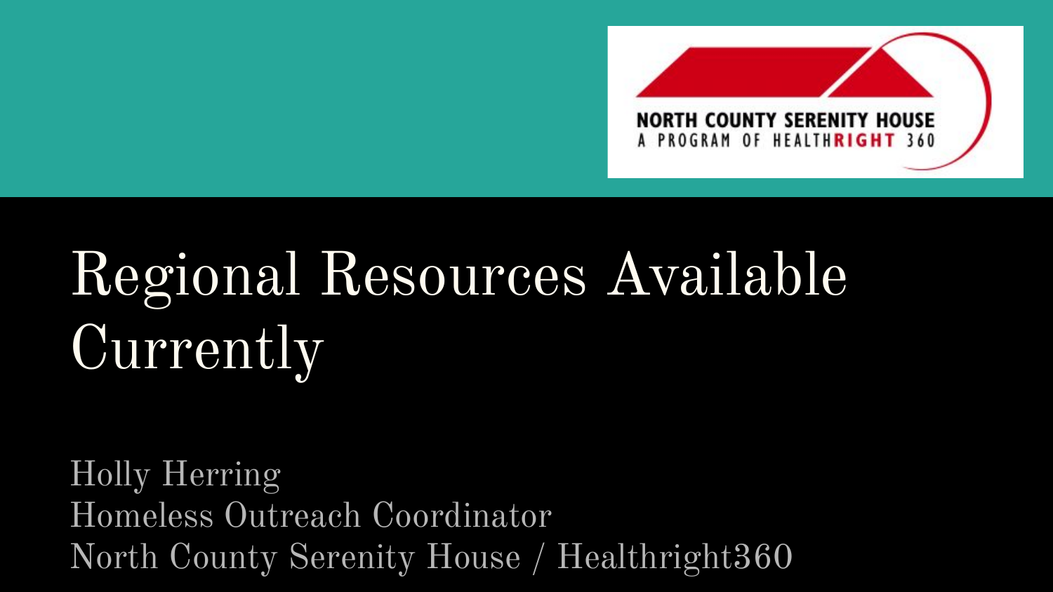NORTH COUNTY SERENITY HOUSE
A PROGRAM OF HEALTHRIGHT 360

# Regional Resources Available Currently

Holly Herring
Homeless Outreach Coordinator
North County Serenity House / Healthright360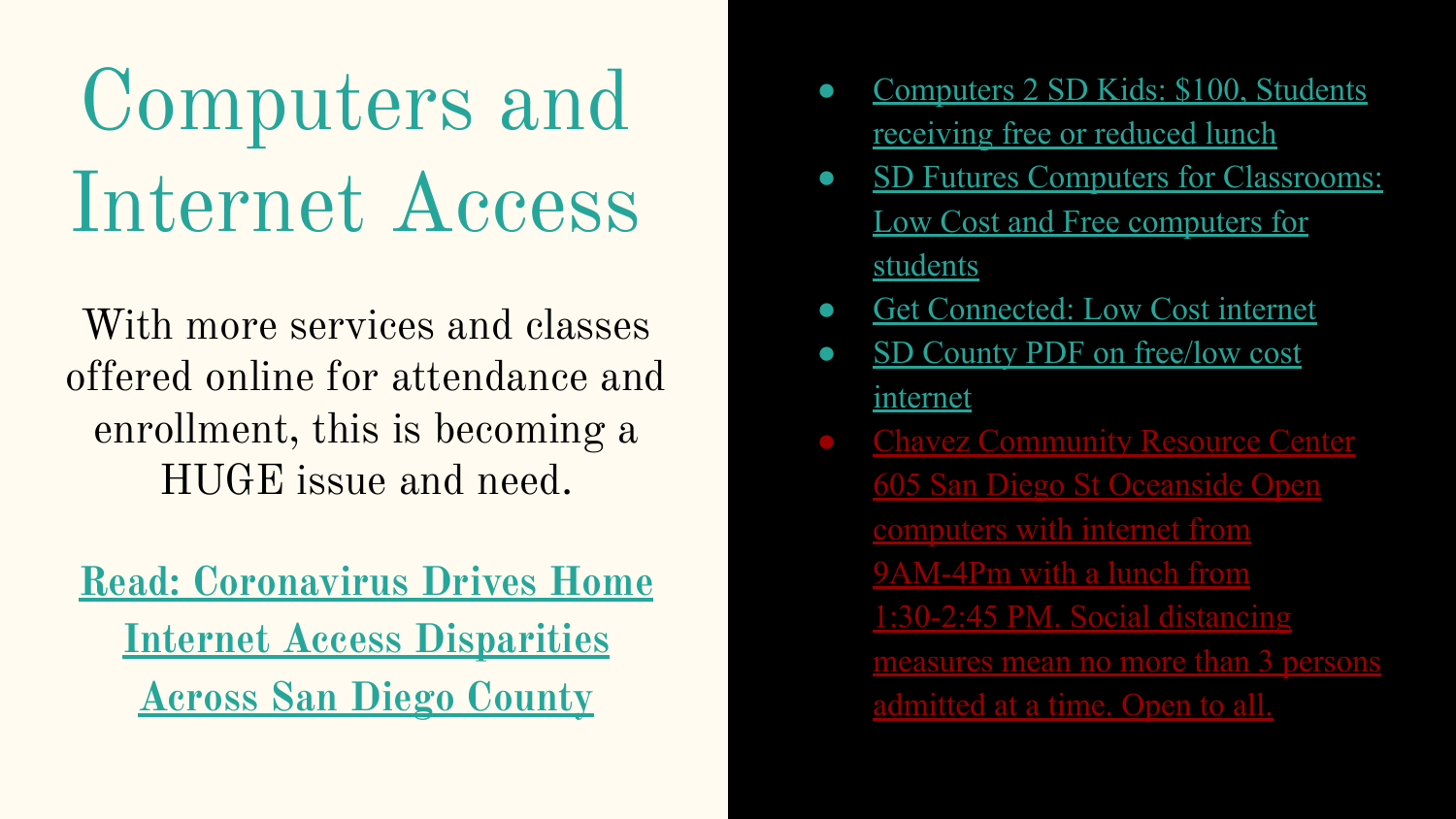# Computers and Internet Access

With more services and classes offered online for attendance and enrollment, this is becoming a HUGE issue and need.

**Read: Coronavirus Drives Home Internet Access Disparities Across San Diego County**

- Computers 2 SD Kids: $100, Students receiving free or reduced lunch
- SD Futures Computers for Classrooms: Low Cost and Free computers for students
- Get Connected: Low Cost internet
- SD County PDF on free/low cost internet
- Chavez Community Resource Center 605 San Diego St Oceanside Open computers with internet from 9AM-4Pm with a lunch from 1:30-2:45 PM. Social distancing measures mean no more than 3 persons admitted at a time. Open to all.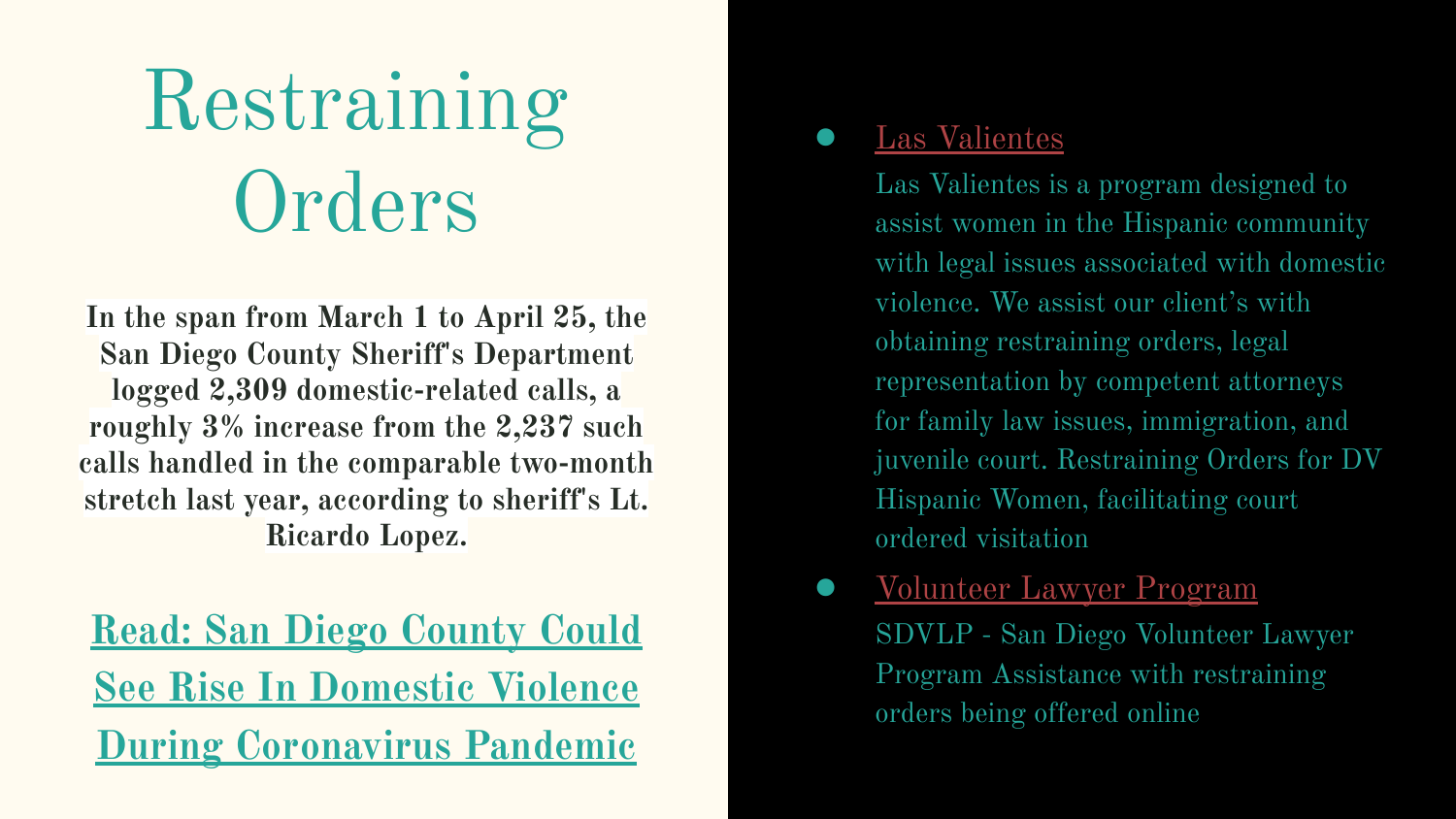# Restraining Orders

**In the span from March 1 to April 25, the San Diego County Sheriff's Department logged 2,309 domestic-related calls, a roughly 3% increase from the 2,237 such calls handled in the comparable two-month stretch last year, according to sheriff's Lt. Ricardo Lopez.**

**Read: San Diego County Could See Rise In Domestic Violence During Coronavirus Pandemic**

- Las Valientes
  Las Valientes is a program designed to assist women in the Hispanic community with legal issues associated with domestic violence. We assist our client's with obtaining restraining orders, legal representation by competent attorneys for family law issues, immigration, and juvenile court. Restraining Orders for DV Hispanic Women, facilitating court ordered visitation
- Volunteer Lawyer Program
  SDVLP - San Diego Volunteer Lawyer Program Assistance with restraining orders being offered online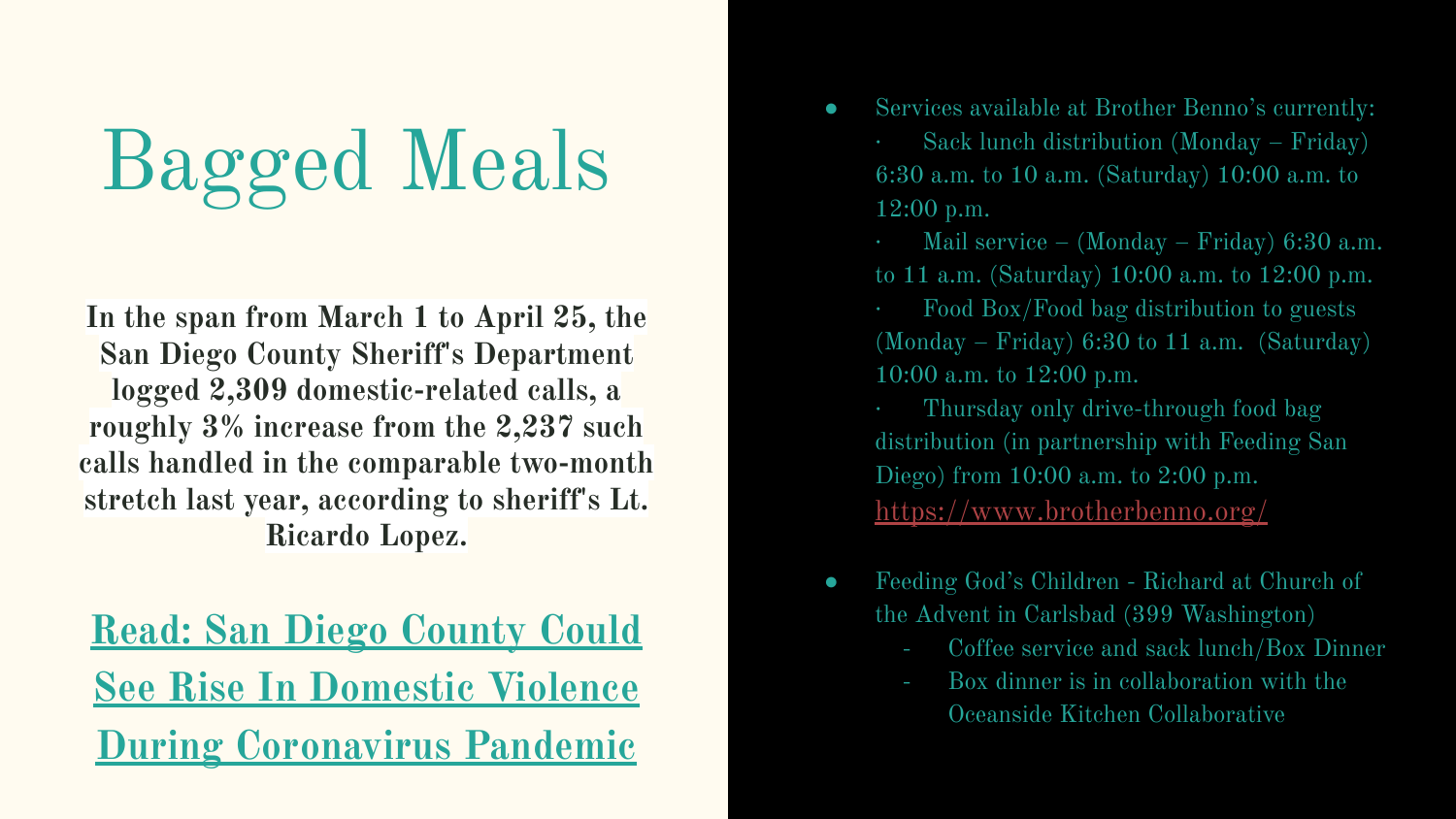# Bagged Meals

**In the span from March 1 to April 25, the San Diego County Sheriff's Department logged 2,309 domestic-related calls, a roughly 3% increase from the 2,237 such calls handled in the comparable two-month stretch last year, according to sheriff's Lt. Ricardo Lopez.**

**Read: San Diego County Could See Rise In Domestic Violence During Coronavirus Pandemic**

- Services available at Brother Benno's currently:
  - Sack lunch distribution (Monday – Friday) 6:30 a.m. to 10 a.m. (Saturday) 10:00 a.m. to 12:00 p.m.
  - Mail service – (Monday – Friday) 6:30 a.m. to 11 a.m. (Saturday) 10:00 a.m. to 12:00 p.m.
  - Food Box/Food bag distribution to guests (Monday – Friday) 6:30 to 11 a.m. (Saturday) 10:00 a.m. to 12:00 p.m.
  - Thursday only drive-through food bag distribution (in partnership with Feeding San Diego) from 10:00 a.m. to 2:00 p.m.

  https://www.brotherbenno.org/

- Feeding God's Children - Richard at Church of the Advent in Carlsbad (399 Washington)
  - Coffee service and sack lunch/Box Dinner
  - Box dinner is in collaboration with the Oceanside Kitchen Collaborative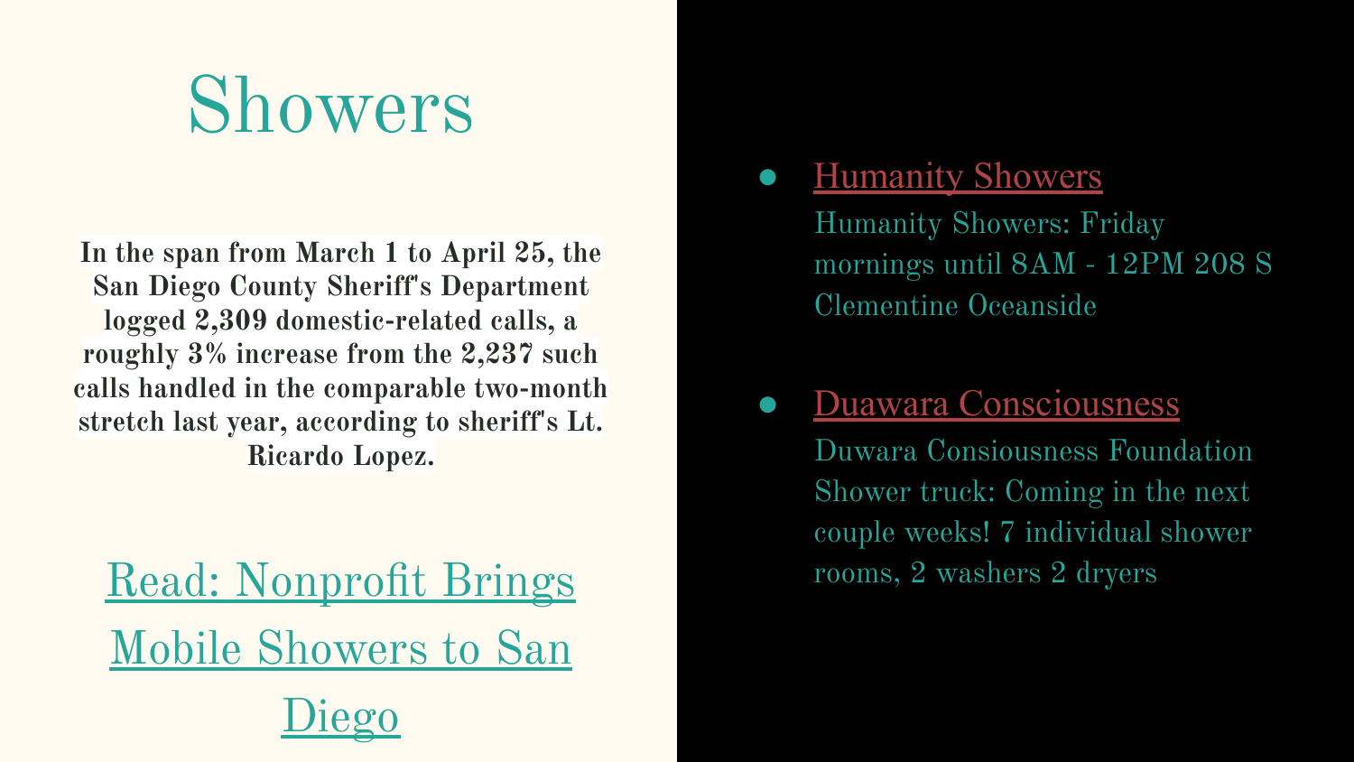# Showers

**In the span from March 1 to April 25, the San Diego County Sheriff's Department logged 2,309 domestic-related calls, a roughly 3% increase from the 2,237 such calls handled in the comparable two-month stretch last year, according to sheriff's Lt. Ricardo Lopez.**

Read: Nonprofit Brings Mobile Showers to San Diego

- Humanity Showers
  Humanity Showers: Friday mornings until 8AM - 12PM 208 S Clementine Oceanside

- Duawara Consciousness
  Duwara Consiousness Foundation Shower truck: Coming in the next couple weeks! 7 individual shower rooms, 2 washers 2 dryers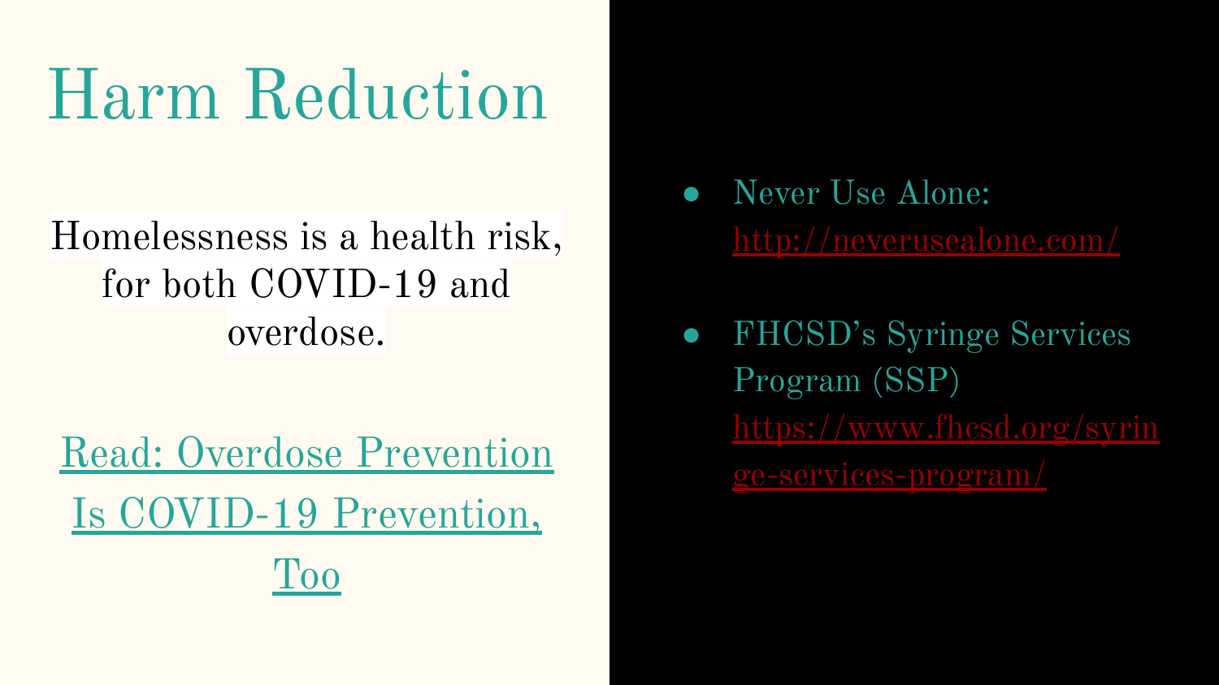# Harm Reduction

Homelessness is a health risk, for both COVID-19 and overdose.

Read: Overdose Prevention Is COVID-19 Prevention, Too

- Never Use Alone: http://neverusealone.com/
- FHCSD's Syringe Services Program (SSP) https://www.fhcsd.org/syringe-services-program/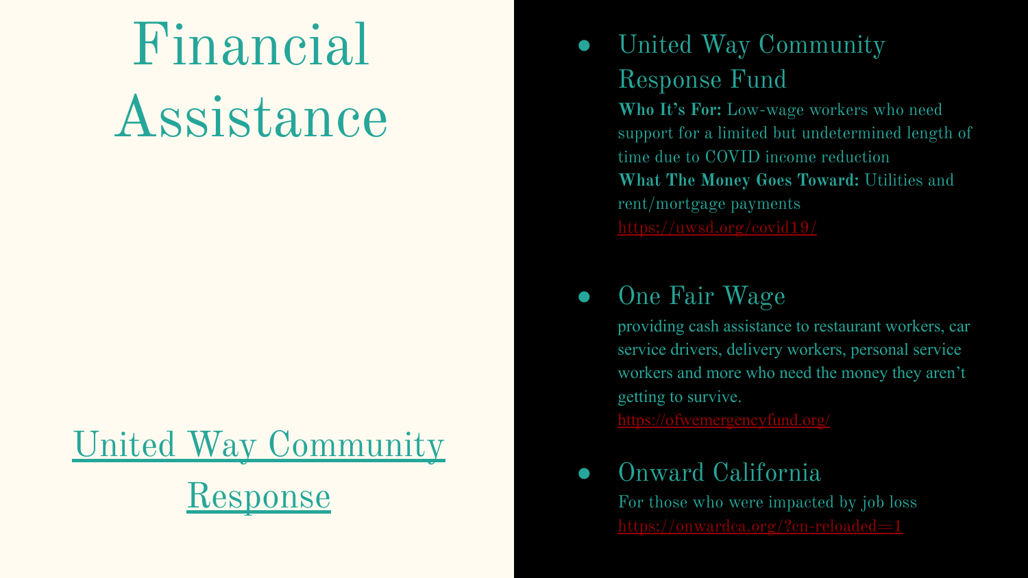# Financial Assistance

United Way Community Response

- United Way Community Response Fund
  **Who It's For:** Low-wage workers who need support for a limited but undetermined length of time due to COVID income reduction
  **What The Money Goes Toward:** Utilities and rent/mortgage payments
  https://uwsd.org/covid19/

- One Fair Wage
  providing cash assistance to restaurant workers, car service drivers, delivery workers, personal service workers and more who need the money they aren't getting to survive.
  https://ofwemergencyfund.org/

- Onward California
  For those who were impacted by job loss
  https://onwardca.org/?cn-reloaded=1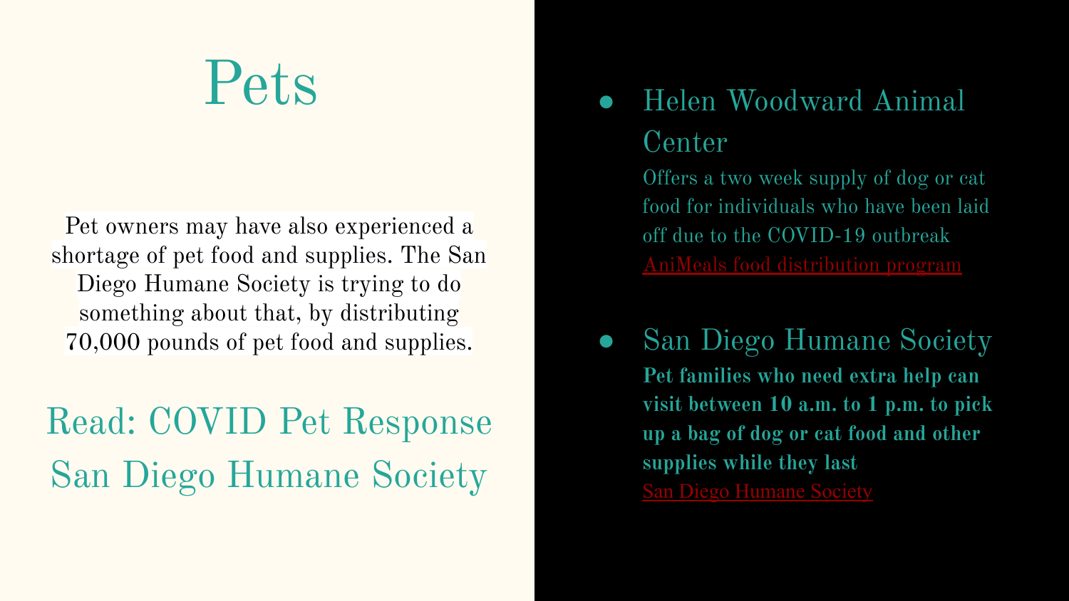# Pets

Pet owners may have also experienced a shortage of pet food and supplies. The San Diego Humane Society is trying to do something about that, by distributing 70,000 pounds of pet food and supplies.

Read: COVID Pet Response San Diego Humane Society

- Helen Woodward Animal Center

  Offers a two week supply of dog or cat food for individuals who have been laid off due to the COVID-19 outbreak

  AniMeals food distribution program

- San Diego Humane Society

  **Pet families who need extra help can visit between 10 a.m. to 1 p.m. to pick up a bag of dog or cat food and other supplies while they last**

  San Diego Humane Society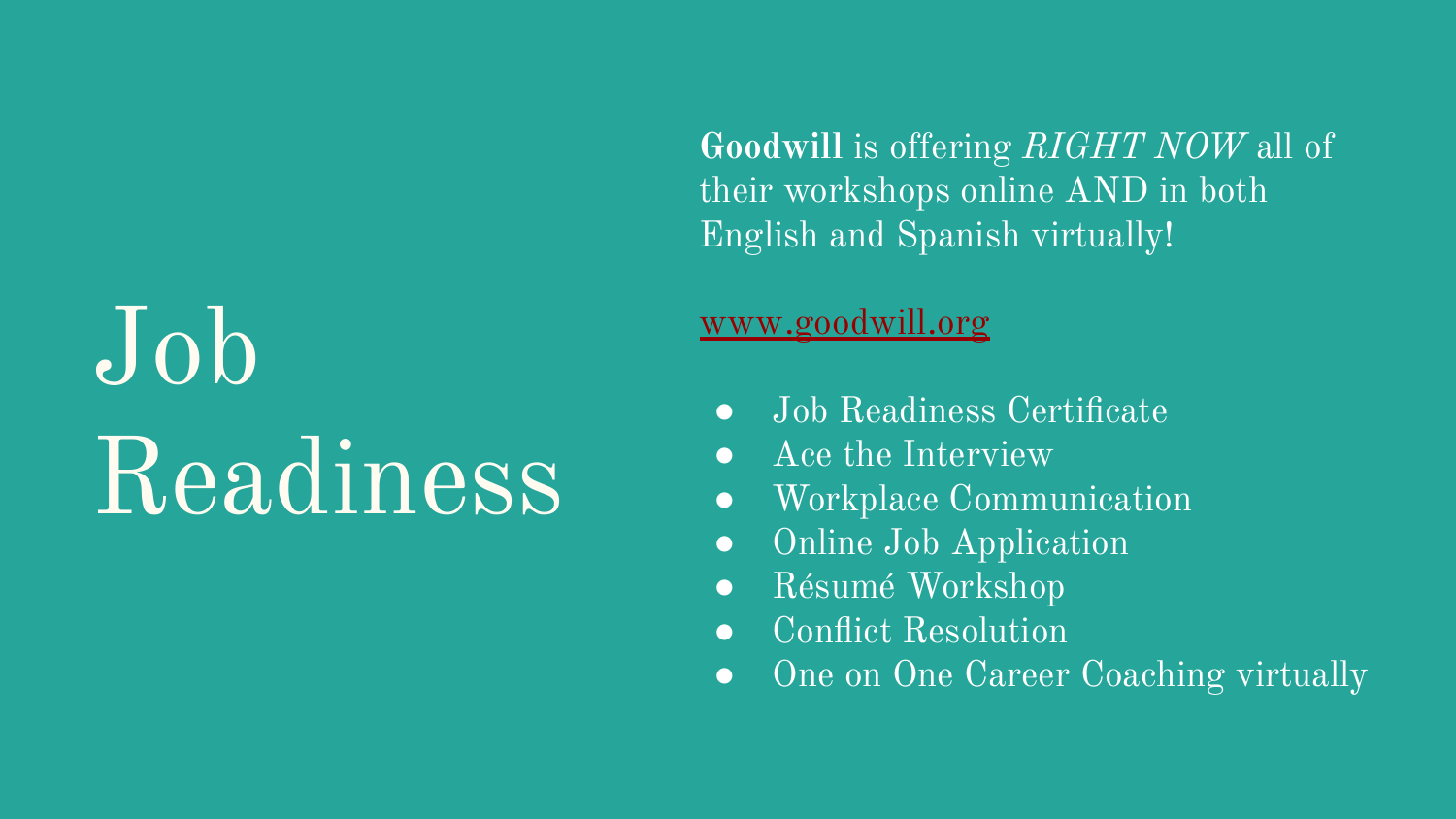# Job Readiness

**Goodwill** is offering *RIGHT NOW* all of their workshops online AND in both English and Spanish virtually!

[www.goodwill.org](http://www.goodwill.org)

- Job Readiness Certificate
- Ace the Interview
- Workplace Communication
- Online Job Application
- Résumé Workshop
- Conflict Resolution
- One on One Career Coaching virtually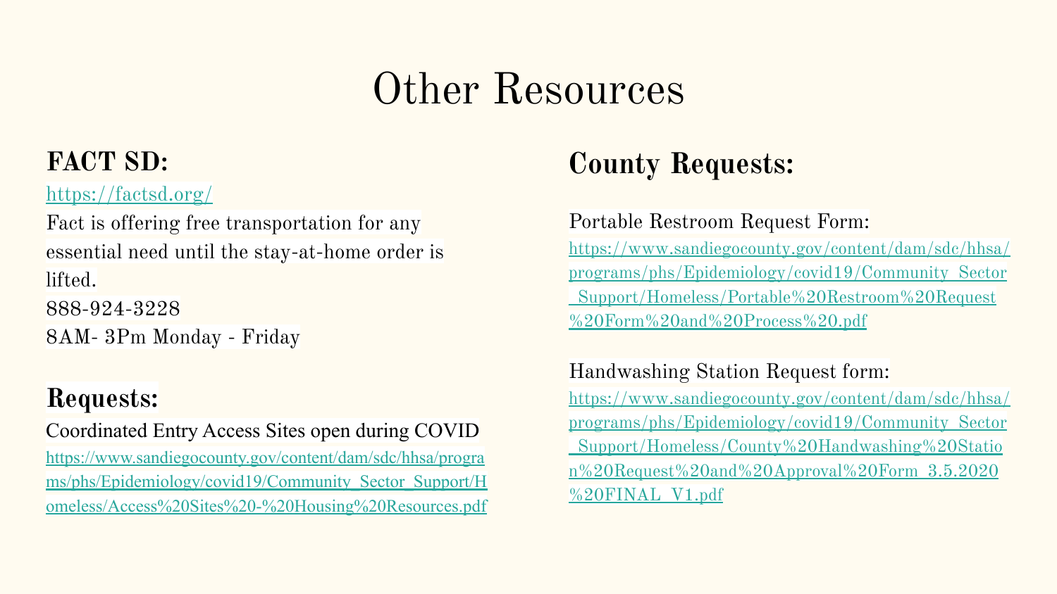# Other Resources

## FACT SD:

https://factsd.org/

Fact is offering free transportation for any essential need until the stay-at-home order is lifted.

888-924-3228

8AM- 3Pm Monday - Friday

## Requests:

Coordinated Entry Access Sites open during COVID

https://www.sandiegocounty.gov/content/dam/sdc/hhsa/programs/phs/Epidemiology/covid19/Community_Sector_Support/Homeless/Access%20Sites%20-%20Housing%20Resources.pdf

## County Requests:

Portable Restroom Request Form:

https://www.sandiegocounty.gov/content/dam/sdc/hhsa/programs/phs/Epidemiology/covid19/Community_Sector_Support/Homeless/Portable%20Restroom%20Request%20Form%20and%20Process%20.pdf

Handwashing Station Request form:

https://www.sandiegocounty.gov/content/dam/sdc/hhsa/programs/phs/Epidemiology/covid19/Community_Sector_Support/Homeless/County%20Handwashing%20Station%20Request%20and%20Approval%20Form_3.5.2020%20FINAL_V1.pdf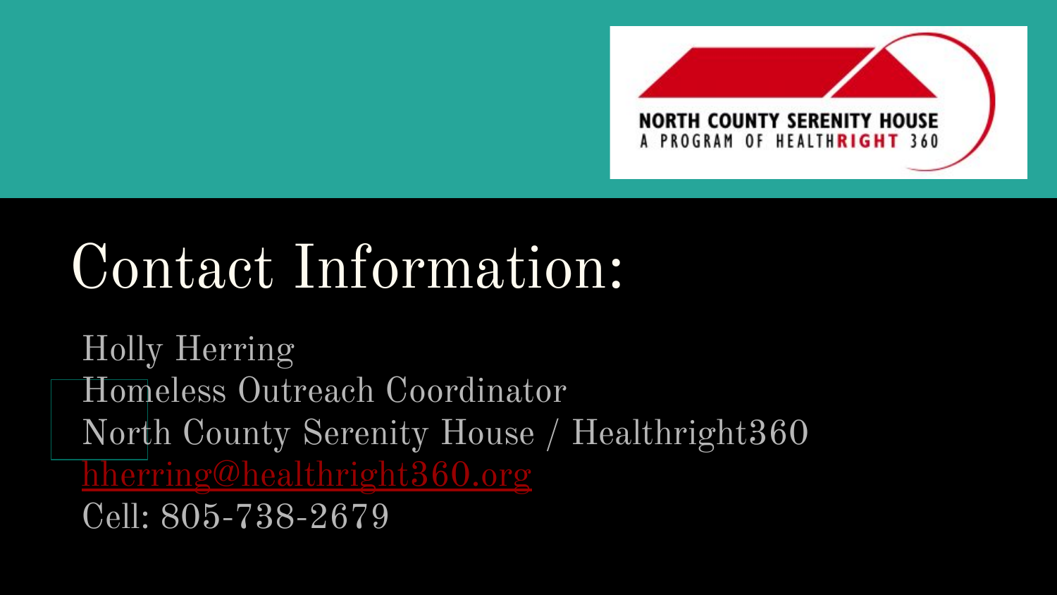NORTH COUNTY SERENITY HOUSE
A PROGRAM OF HEALTHRIGHT 360

# Contact Information:

Holly Herring
Homeless Outreach Coordinator
North County Serenity House / Healthright360
hherring@healthright360.org
Cell: 805-738-2679